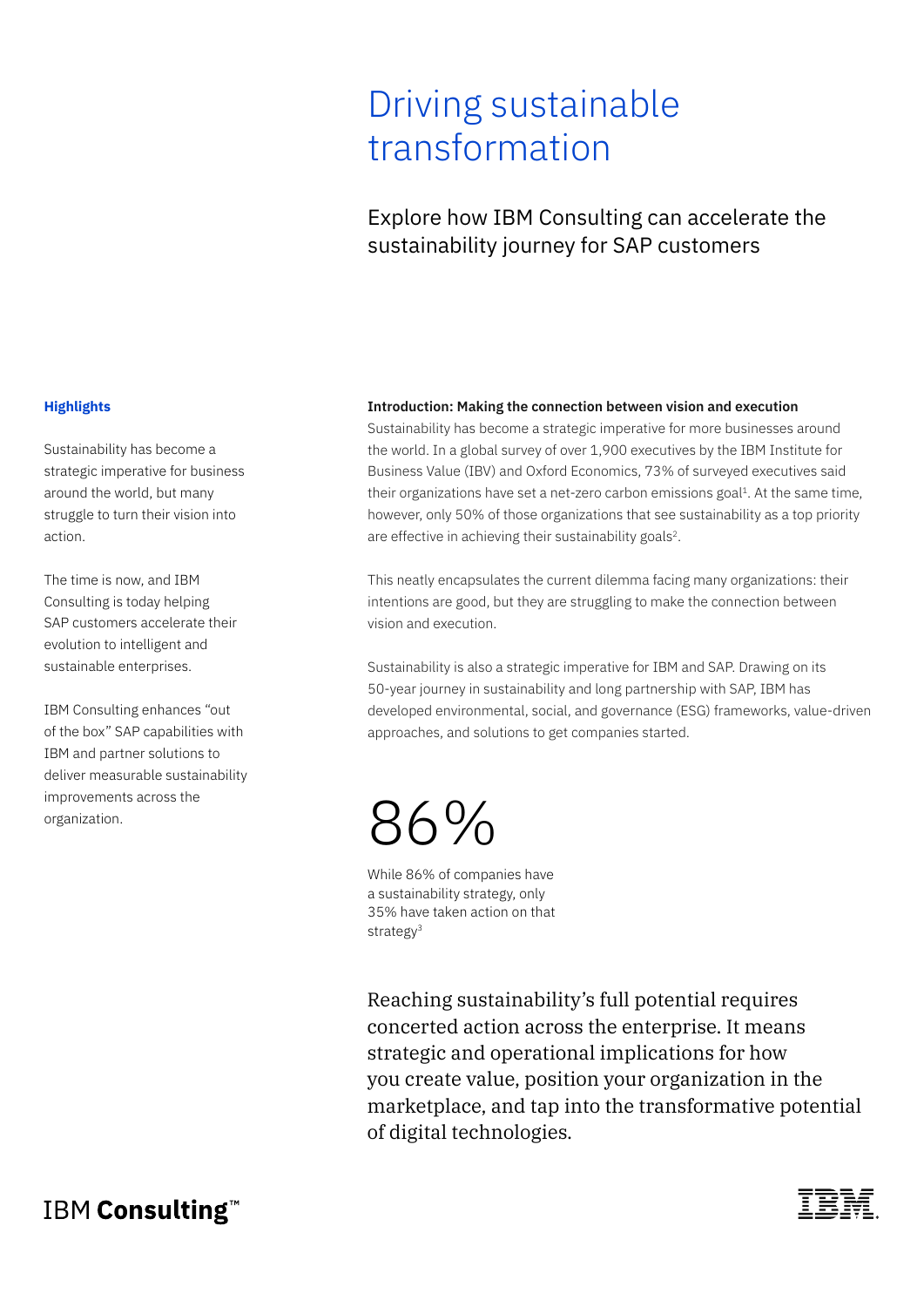# Driving sustainable transformation

## Explore how IBM Consulting can accelerate the sustainability journey for SAP customers

### Highlights

Sustainability has become a strategic imperative for business around the world, but many struggle to turn their vision into action.

The time is now, and IBM Consulting is today helping SAP customers accelerate their evolution to intelligent and sustainable enterprises.

IBM Consulting enhances “out of the box” SAP capabilities with IBM and partner solutions to deliver measurable sustainability improvements across the organization.

**Introduction: Making the connection between vision and execution**

Sustainability has become a strategic imperative for more businesses around the world. In a global survey of over 1,900 executives by the IBM Institute for Business Value (IBV) and Oxford Economics, 73% of surveyed executives said their organizations have set a net-zero carbon emissions goal[1]. At the same time, however, only 50% of those organizations that see sustainability as a top priority are effective in achieving their sustainability goals[2].

This neatly encapsulates the current dilemma facing many organizations: their intentions are good, but they are struggling to make the connection between vision and execution.

Sustainability is also a strategic imperative for IBM and SAP. Drawing on its 50-year journey in sustainability and long partnership with SAP, IBM has developed environmental, social, and governance (ESG) frameworks, value-driven approaches, and solutions to get companies started.

# 86%

While 86% of companies have a sustainability strategy, only 35% have taken action on that strategy[3]

Reaching sustainability’s full potential requires concerted action across the enterprise. It means strategic and operational implications for how you create value, position your organization in the marketplace, and tap into the transformative potential of digital technologies.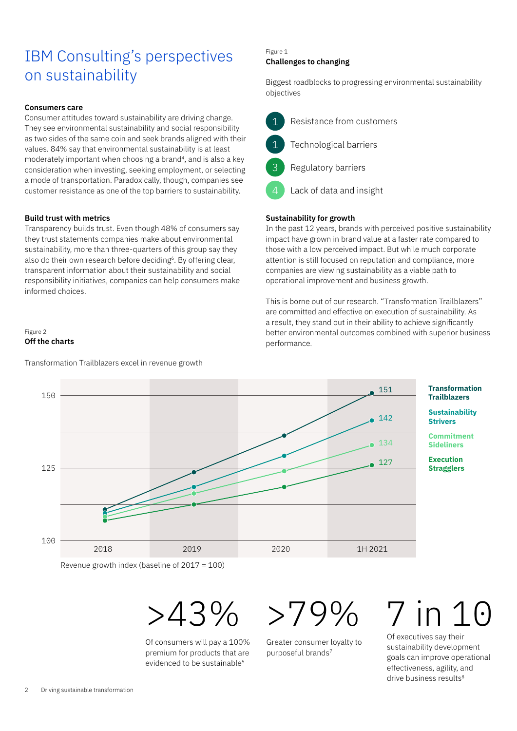# IBM Consulting's perspectives on sustainability

### Consumers care

Consumer attitudes toward sustainability are driving change. They see environmental sustainability and social responsibility as two sides of the same coin and seek brands aligned with their values. 84% say that environmental sustainability is at least moderately important when choosing a brand[4], and is also a key consideration when investing, seeking employment, or selecting a mode of transportation. Paradoxically, though, companies see customer resistance as one of the top barriers to sustainability.

### Build trust with metrics

Transparency builds trust. Even though 48% of consumers say they trust statements companies make about environmental sustainability, more than three-quarters of this group say they also do their own research before deciding[6]. By offering clear, transparent information about their sustainability and social responsibility initiatives, companies can help consumers make informed choices.

Figure 1
**Challenges to changing**

Biggest roadblocks to progressing environmental sustainability objectives

1. Resistance from customers
1. Technological barriers
3. Regulatory barriers
4. Lack of data and insight

### Sustainability for growth

In the past 12 years, brands with perceived positive sustainability impact have grown in brand value at a faster rate compared to those with a low perceived impact. But while much corporate attention is still focused on reputation and compliance, more companies are viewing sustainability as a viable path to operational improvement and business growth.

This is borne out of our research. "Transformation Trailblazers" are committed and effective on execution of sustainability. As a result, they stand out in their ability to achieve significantly better environmental outcomes combined with superior business performance.

Figure 2
**Off the charts**

Transformation Trailblazers excel in revenue growth

| | 2018 | 2019 | 2020 | 1H 2021 |
|---|---|---|---|---|
| Transformation Trailblazers | | | | 151 |
| Sustainability Strivers | | | | 142 |
| Commitment Sideliners | | | | 134 |
| Execution Stragglers | | | | 127 |

Revenue growth index (baseline of 2017 = 100)

**>43%** Of consumers will pay a 100% premium for products that are evidenced to be sustainable[5]

**>79%** Greater consumer loyalty to purposeful brands[7]

**7 in 10** Of executives say their sustainability development goals can improve operational effectiveness, agility, and drive business results[8]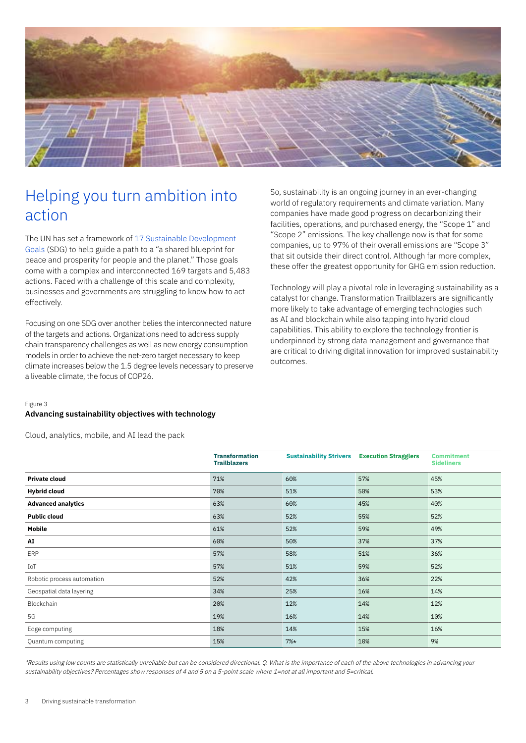# Helping you turn ambition into action

The UN has set a framework of 17 Sustainable Development Goals (SDG) to help guide a path to a "a shared blueprint for peace and prosperity for people and the planet." Those goals come with a complex and interconnected 169 targets and 5,483 actions. Faced with a challenge of this scale and complexity, businesses and governments are struggling to know how to act effectively.

Focusing on one SDG over another belies the interconnected nature of the targets and actions. Organizations need to address supply chain transparency challenges as well as new energy consumption models in order to achieve the net-zero target necessary to keep climate increases below the 1.5 degree levels necessary to preserve a liveable climate, the focus of COP26.

So, sustainability is an ongoing journey in an ever-changing world of regulatory requirements and climate variation. Many companies have made good progress on decarbonizing their facilities, operations, and purchased energy, the "Scope 1" and "Scope 2" emissions. The key challenge now is that for some companies, up to 97% of their overall emissions are "Scope 3" that sit outside their direct control. Although far more complex, these offer the greatest opportunity for GHG emission reduction.

Technology will play a pivotal role in leveraging sustainability as a catalyst for change. Transformation Trailblazers are significantly more likely to take advantage of emerging technologies such as AI and blockchain while also tapping into hybrid cloud capabilities. This ability to explore the technology frontier is underpinned by strong data management and governance that are critical to driving digital innovation for improved sustainability outcomes.

Figure 3

**Advancing sustainability objectives with technology**

Cloud, analytics, mobile, and AI lead the pack

| | Transformation Trailblazers | Sustainability Strivers | Execution Stragglers | Commitment Sideliners |
|---|---|---|---|---|
| **Private cloud** | 71% | 60% | 57% | 45% |
| **Hybrid cloud** | 70% | 51% | 50% | 53% |
| **Advanced analytics** | 63% | 60% | 45% | 40% |
| **Public cloud** | 63% | 52% | 55% | 52% |
| **Mobile** | 61% | 52% | 59% | 49% |
| **AI** | 60% | 50% | 37% | 37% |
| ERP | 57% | 58% | 51% | 36% |
| IoT | 57% | 51% | 59% | 52% |
| Robotic process automation | 52% | 42% | 36% | 22% |
| Geospatial data layering | 34% | 25% | 16% | 14% |
| Blockchain | 20% | 12% | 14% | 12% |
| 5G | 19% | 16% | 14% | 10% |
| Edge computing | 18% | 14% | 15% | 16% |
| Quantum computing | 15% | 7%* | 10% | 9% |

*\*Results using low counts are statistically unreliable but can be considered directional. Q. What is the importance of each of the above technologies in advancing your sustainability objectives? Percentages show responses of 4 and 5 on a 5-point scale where 1=not at all important and 5=critical.*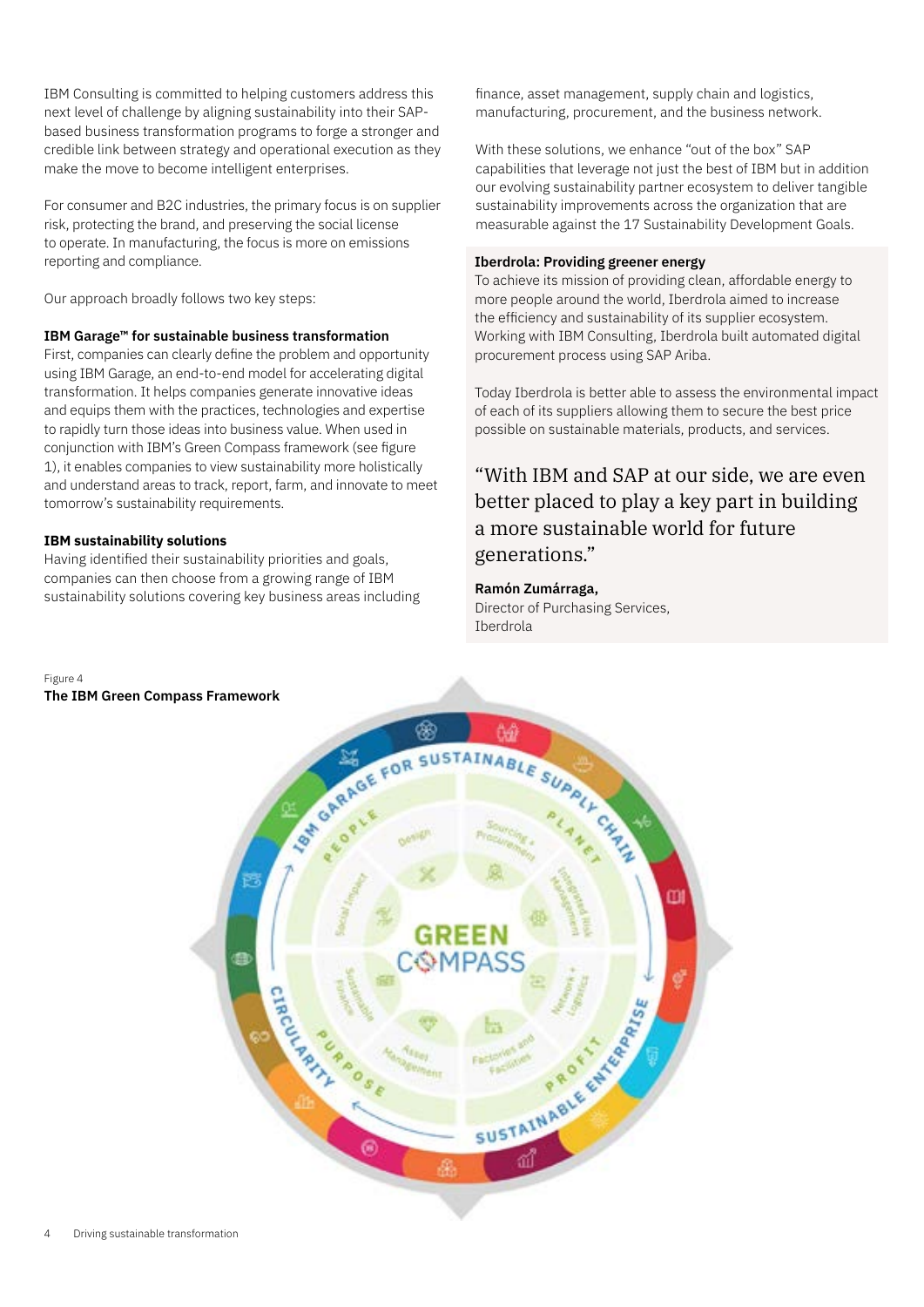IBM Consulting is committed to helping customers address this next level of challenge by aligning sustainability into their SAP-based business transformation programs to forge a stronger and credible link between strategy and operational execution as they make the move to become intelligent enterprises.

For consumer and B2C industries, the primary focus is on supplier risk, protecting the brand, and preserving the social license to operate. In manufacturing, the focus is more on emissions reporting and compliance.

Our approach broadly follows two key steps:

**IBM Garage™ for sustainable business transformation**
First, companies can clearly define the problem and opportunity using IBM Garage, an end-to-end model for accelerating digital transformation. It helps companies generate innovative ideas and equips them with the practices, technologies and expertise to rapidly turn those ideas into business value. When used in conjunction with IBM's Green Compass framework (see figure 1), it enables companies to view sustainability more holistically and understand areas to track, report, farm, and innovate to meet tomorrow's sustainability requirements.

**IBM sustainability solutions**
Having identified their sustainability priorities and goals, companies can then choose from a growing range of IBM sustainability solutions covering key business areas including finance, asset management, supply chain and logistics, manufacturing, procurement, and the business network.

With these solutions, we enhance "out of the box" SAP capabilities that leverage not just the best of IBM but in addition our evolving sustainability partner ecosystem to deliver tangible sustainability improvements across the organization that are measurable against the 17 Sustainability Development Goals.

**Iberdrola: Providing greener energy**
To achieve its mission of providing clean, affordable energy to more people around the world, Iberdrola aimed to increase the efficiency and sustainability of its supplier ecosystem. Working with IBM Consulting, Iberdrola built automated digital procurement process using SAP Ariba.

Today Iberdrola is better able to assess the environmental impact of each of its suppliers allowing them to secure the best price possible on sustainable materials, products, and services.

"With IBM and SAP at our side, we are even better placed to play a key part in building a more sustainable world for future generations."

**Ramón Zumárraga,**
Director of Purchasing Services,
Iberdrola

Figure 4
**The IBM Green Compass Framework**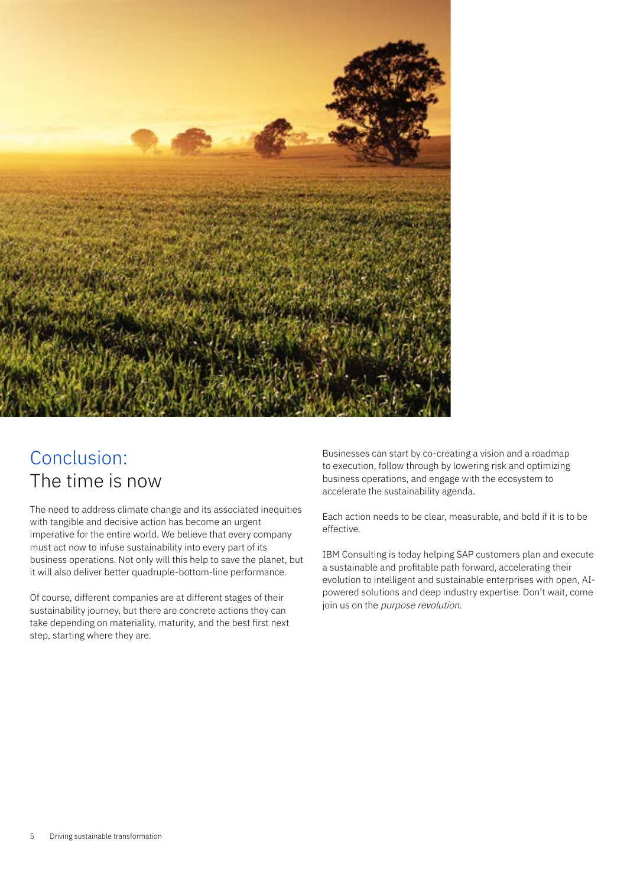# Conclusion: The time is now

The need to address climate change and its associated inequities with tangible and decisive action has become an urgent imperative for the entire world. We believe that every company must act now to infuse sustainability into every part of its business operations. Not only will this help to save the planet, but it will also deliver better quadruple-bottom-line performance.

Of course, different companies are at different stages of their sustainability journey, but there are concrete actions they can take depending on materiality, maturity, and the best first next step, starting where they are.

Businesses can start by co-creating a vision and a roadmap to execution, follow through by lowering risk and optimizing business operations, and engage with the ecosystem to accelerate the sustainability agenda.

Each action needs to be clear, measurable, and bold if it is to be effective.

IBM Consulting is today helping SAP customers plan and execute a sustainable and profitable path forward, accelerating their evolution to intelligent and sustainable enterprises with open, AI-powered solutions and deep industry expertise. Don't wait, come join us on the *purpose revolution*.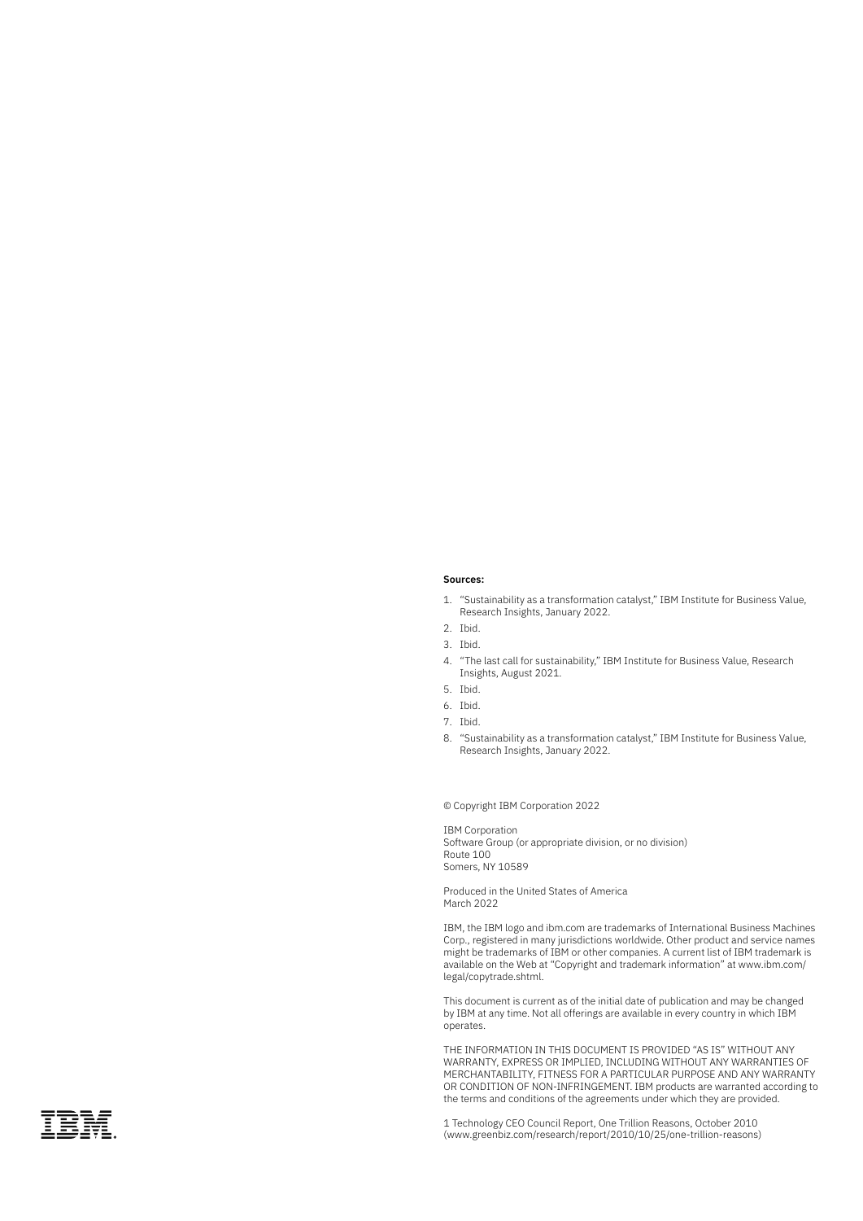**Sources:**

1. "Sustainability as a transformation catalyst," IBM Institute for Business Value, Research Insights, January 2022.
2. Ibid.
3. Ibid.
4. "The last call for sustainability," IBM Institute for Business Value, Research Insights, August 2021.
5. Ibid.
6. Ibid.
7. Ibid.
8. "Sustainability as a transformation catalyst," IBM Institute for Business Value, Research Insights, January 2022.

© Copyright IBM Corporation 2022

IBM Corporation
Software Group (or appropriate division, or no division)
Route 100
Somers, NY 10589

Produced in the United States of America
March 2022

IBM, the IBM logo and ibm.com are trademarks of International Business Machines Corp., registered in many jurisdictions worldwide. Other product and service names might be trademarks of IBM or other companies. A current list of IBM trademark is available on the Web at "Copyright and trademark information" at www.ibm.com/legal/copytrade.shtml.

This document is current as of the initial date of publication and may be changed by IBM at any time. Not all offerings are available in every country in which IBM operates.

THE INFORMATION IN THIS DOCUMENT IS PROVIDED "AS IS" WITHOUT ANY WARRANTY, EXPRESS OR IMPLIED, INCLUDING WITHOUT ANY WARRANTIES OF MERCHANTABILITY, FITNESS FOR A PARTICULAR PURPOSE AND ANY WARRANTY OR CONDITION OF NON-INFRINGEMENT. IBM products are warranted according to the terms and conditions of the agreements under which they are provided.

1 Technology CEO Council Report, One Trillion Reasons, October 2010 (www.greenbiz.com/research/report/2010/10/25/one-trillion-reasons)